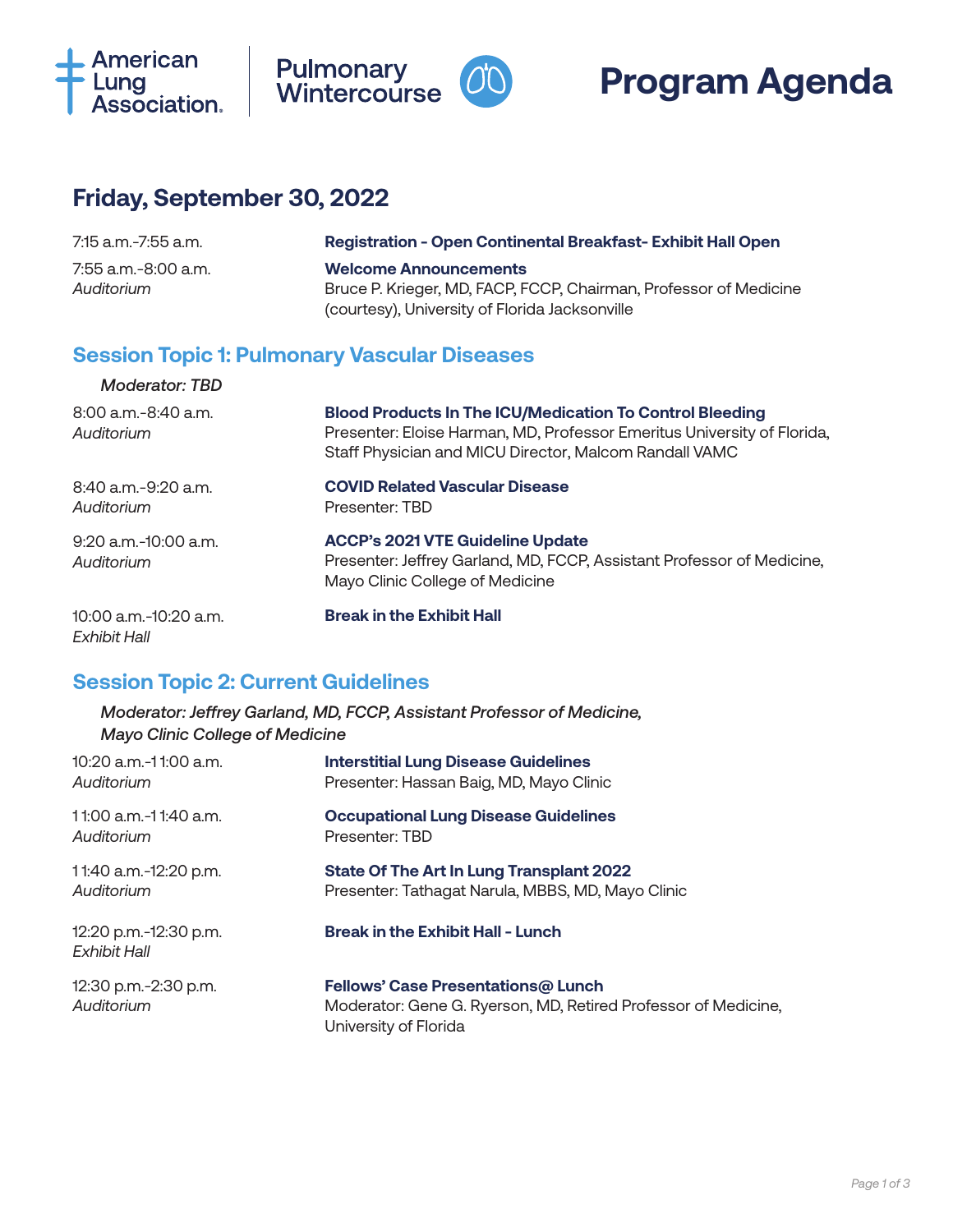American Lung Association | Pulmonary Wintercourse

# Program Agenda

## Friday, September 30, 2022

7:15 a.m.-7:55 a.m.
**Registration - Open Continental Breakfast- Exhibit Hall Open**

7:55 a.m.-8:00 a.m.
*Auditorium*
**Welcome Announcements**
Bruce P. Krieger, MD, FACP, FCCP, Chairman, Professor of Medicine (courtesy), University of Florida Jacksonville

## Session Topic 1: Pulmonary Vascular Diseases

*Moderator: TBD*

8:00 a.m.-8:40 a.m.
*Auditorium*
**Blood Products In The ICU/Medication To Control Bleeding**
Presenter: Eloise Harman, MD, Professor Emeritus University of Florida, Staff Physician and MICU Director, Malcom Randall VAMC

8:40 a.m.-9:20 a.m.
*Auditorium*
**COVID Related Vascular Disease**
Presenter: TBD

9:20 a.m.-10:00 a.m.
*Auditorium*
**ACCP's 2021 VTE Guideline Update**
Presenter: Jeffrey Garland, MD, FCCP, Assistant Professor of Medicine, Mayo Clinic College of Medicine

10:00 a.m.-10:20 a.m.
*Exhibit Hall*
**Break in the Exhibit Hall**

## Session Topic 2: Current Guidelines

*Moderator: Jeffrey Garland, MD, FCCP, Assistant Professor of Medicine, Mayo Clinic College of Medicine*

10:20 a.m.-11:00 a.m.
*Auditorium*
**Interstitial Lung Disease Guidelines**
Presenter: Hassan Baig, MD, Mayo Clinic

11:00 a.m.-11:40 a.m.
*Auditorium*
**Occupational Lung Disease Guidelines**
Presenter: TBD

11:40 a.m.-12:20 p.m.
*Auditorium*
**State Of The Art In Lung Transplant 2022**
Presenter: Tathagat Narula, MBBS, MD, Mayo Clinic

12:20 p.m.-12:30 p.m.
*Exhibit Hall*
**Break in the Exhibit Hall - Lunch**

12:30 p.m.-2:30 p.m.
*Auditorium*
**Fellows' Case Presentations@ Lunch**
Moderator: Gene G. Ryerson, MD, Retired Professor of Medicine, University of Florida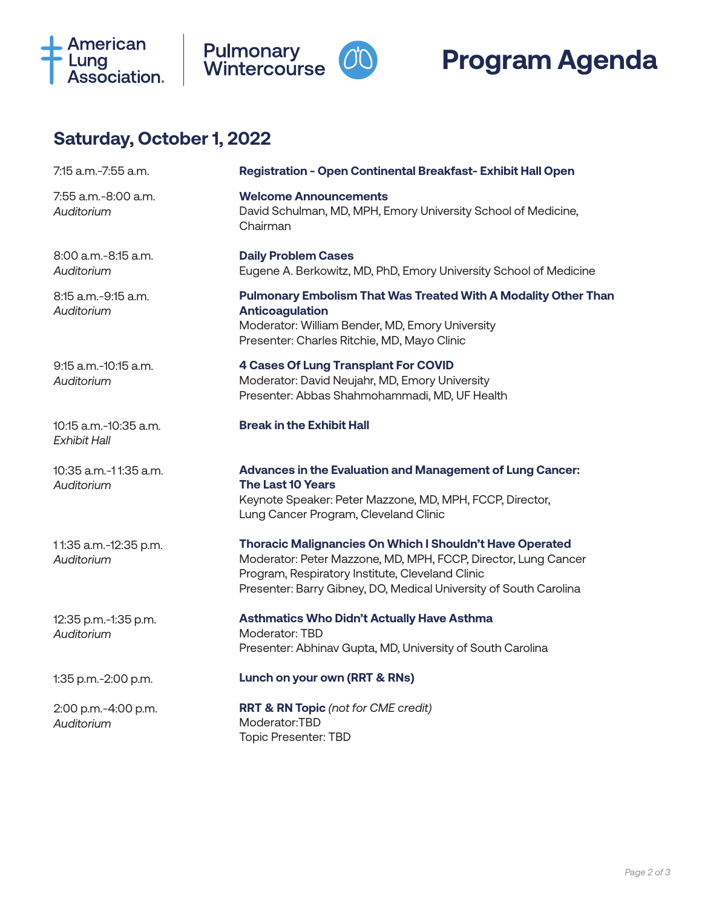American Lung Association | Pulmonary Wintercourse

# Program Agenda

## Saturday, October 1, 2022

| | |
|---|---|
| 7:15 a.m.-7:55 a.m. | **Registration - Open Continental Breakfast- Exhibit Hall Open** |
| 7:55 a.m.-8:00 a.m.<br>*Auditorium* | **Welcome Announcements**<br>David Schulman, MD, MPH, Emory University School of Medicine, Chairman |
| 8:00 a.m.-8:15 a.m.<br>*Auditorium* | **Daily Problem Cases**<br>Eugene A. Berkowitz, MD, PhD, Emory University School of Medicine |
| 8:15 a.m.-9:15 a.m.<br>*Auditorium* | **Pulmonary Embolism That Was Treated With A Modality Other Than Anticoagulation**<br>Moderator: William Bender, MD, Emory University<br>Presenter: Charles Ritchie, MD, Mayo Clinic |
| 9:15 a.m.-10:15 a.m.<br>*Auditorium* | **4 Cases Of Lung Transplant For COVID**<br>Moderator: David Neujahr, MD, Emory University<br>Presenter: Abbas Shahmohammadi, MD, UF Health |
| 10:15 a.m.-10:35 a.m.<br>*Exhibit Hall* | **Break in the Exhibit Hall** |
| 10:35 a.m.-11:35 a.m.<br>*Auditorium* | **Advances in the Evaluation and Management of Lung Cancer: The Last 10 Years**<br>Keynote Speaker: Peter Mazzone, MD, MPH, FCCP, Director, Lung Cancer Program, Cleveland Clinic |
| 11:35 a.m.-12:35 p.m.<br>*Auditorium* | **Thoracic Malignancies On Which I Shouldn't Have Operated**<br>Moderator: Peter Mazzone, MD, MPH, FCCP, Director, Lung Cancer Program, Respiratory Institute, Cleveland Clinic<br>Presenter: Barry Gibney, DO, Medical University of South Carolina |
| 12:35 p.m.-1:35 p.m.<br>*Auditorium* | **Asthmatics Who Didn't Actually Have Asthma**<br>Moderator: TBD<br>Presenter: Abhinav Gupta, MD, University of South Carolina |
| 1:35 p.m.-2:00 p.m. | **Lunch on your own (RRT & RNs)** |
| 2:00 p.m.-4:00 p.m.<br>*Auditorium* | **RRT & RN Topic** *(not for CME credit)*<br>Moderator:TBD<br>Topic Presenter: TBD |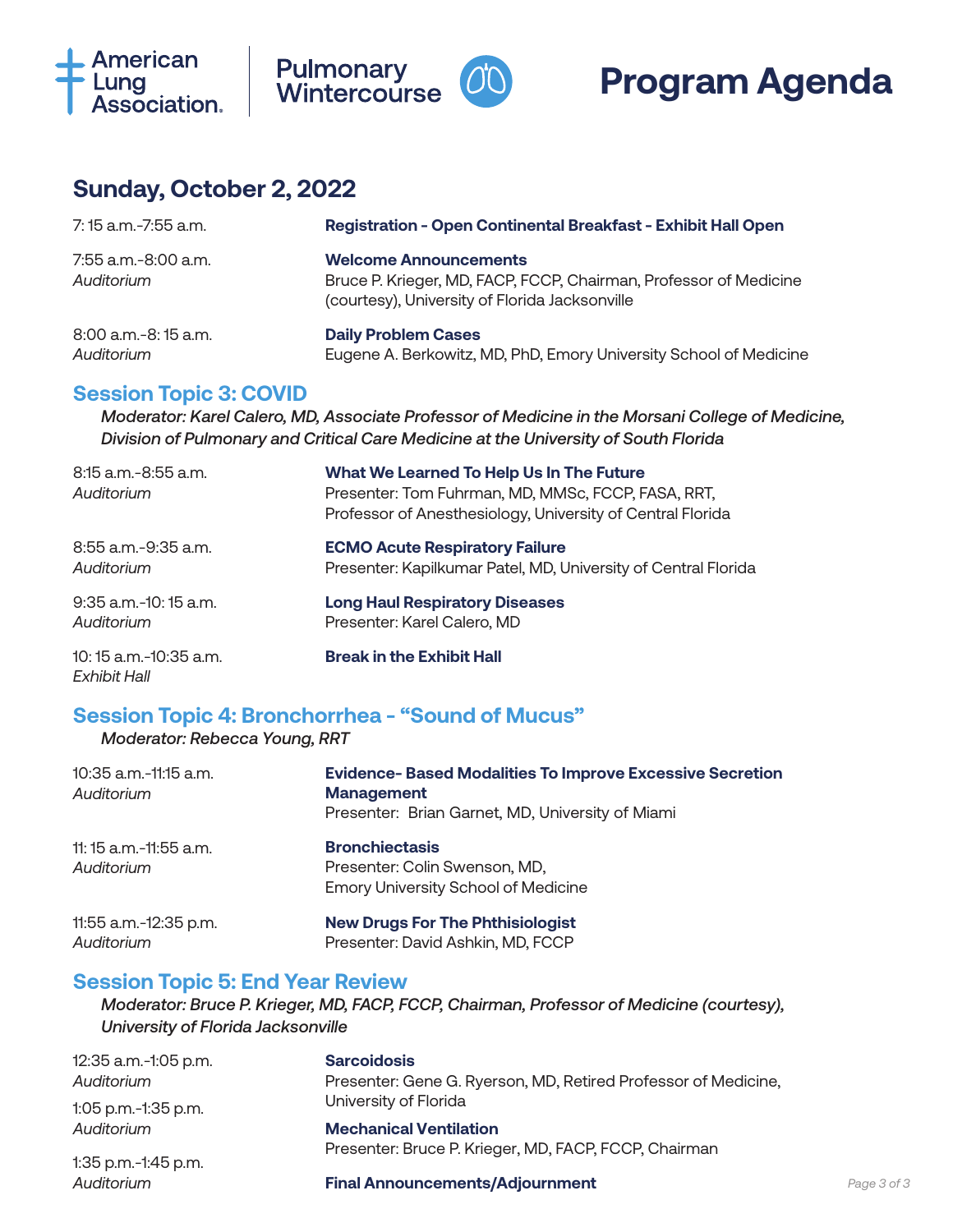American Lung Association. | Pulmonary Wintercourse

# Program Agenda

## Sunday, October 2, 2022

| | |
|---|---|
| 7: 15 a.m.-7:55 a.m. | **Registration - Open Continental Breakfast - Exhibit Hall Open** |
| 7:55 a.m.-8:00 a.m.<br>*Auditorium* | **Welcome Announcements**<br>Bruce P. Krieger, MD, FACP, FCCP, Chairman, Professor of Medicine (courtesy), University of Florida Jacksonville |
| 8:00 a.m.-8: 15 a.m.<br>*Auditorium* | **Daily Problem Cases**<br>Eugene A. Berkowitz, MD, PhD, Emory University School of Medicine |

### Session Topic 3: COVID

*Moderator: Karel Calero, MD, Associate Professor of Medicine in the Morsani College of Medicine, Division of Pulmonary and Critical Care Medicine at the University of South Florida*

| | |
|---|---|
| 8:15 a.m.-8:55 a.m.<br>*Auditorium* | **What We Learned To Help Us In The Future**<br>Presenter: Tom Fuhrman, MD, MMSc, FCCP, FASA, RRT, Professor of Anesthesiology, University of Central Florida |
| 8:55 a.m.-9:35 a.m.<br>*Auditorium* | **ECMO Acute Respiratory Failure**<br>Presenter: Kapilkumar Patel, MD, University of Central Florida |
| 9:35 a.m.-10: 15 a.m.<br>*Auditorium* | **Long Haul Respiratory Diseases**<br>Presenter: Karel Calero, MD |
| 10: 15 a.m.-10:35 a.m.<br>*Exhibit Hall* | **Break in the Exhibit Hall** |

### Session Topic 4: Bronchorrhea - "Sound of Mucus"

*Moderator: Rebecca Young, RRT*

| | |
|---|---|
| 10:35 a.m.-11:15 a.m.<br>*Auditorium* | **Evidence- Based Modalities To Improve Excessive Secretion Management**<br>Presenter: Brian Garnet, MD, University of Miami |
| 11: 15 a.m.-11:55 a.m.<br>*Auditorium* | **Bronchiectasis**<br>Presenter: Colin Swenson, MD, Emory University School of Medicine |
| 11:55 a.m.-12:35 p.m.<br>*Auditorium* | **New Drugs For The Phthisiologist**<br>Presenter: David Ashkin, MD, FCCP |

### Session Topic 5: End Year Review

*Moderator: Bruce P. Krieger, MD, FACP, FCCP, Chairman, Professor of Medicine (courtesy), University of Florida Jacksonville*

| | |
|---|---|
| 12:35 a.m.-1:05 p.m.<br>*Auditorium* | **Sarcoidosis**<br>Presenter: Gene G. Ryerson, MD, Retired Professor of Medicine, University of Florida |
| 1:05 p.m.-1:35 p.m.<br>*Auditorium* | **Mechanical Ventilation**<br>Presenter: Bruce P. Krieger, MD, FACP, FCCP, Chairman |
| 1:35 p.m.-1:45 p.m.<br>*Auditorium* | **Final Announcements/Adjournment** |